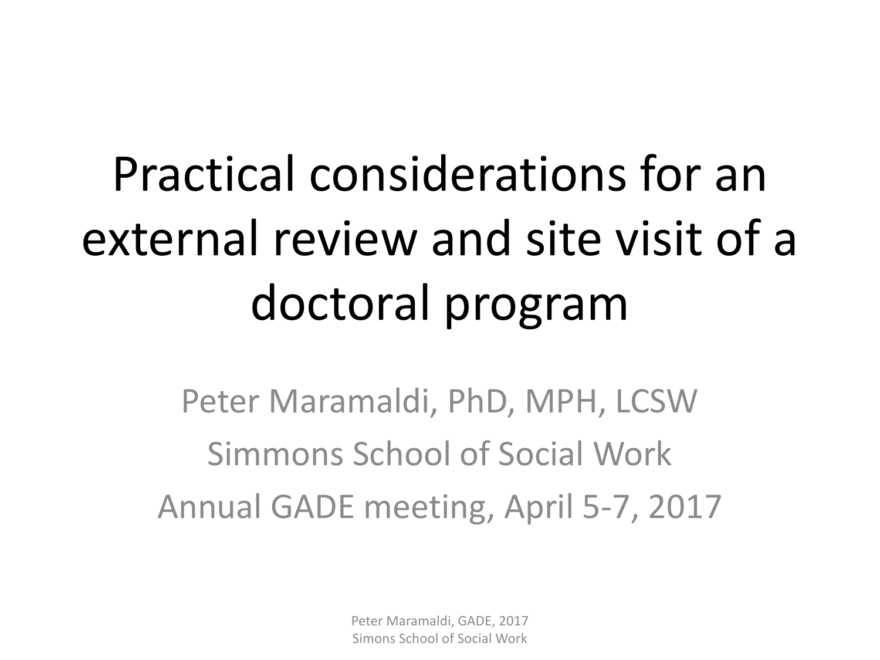# Practical considerations for an external review and site visit of a doctoral program

Peter Maramaldi, PhD, MPH, LCSW

Simmons School of Social Work

Annual GADE meeting, April 5-7, 2017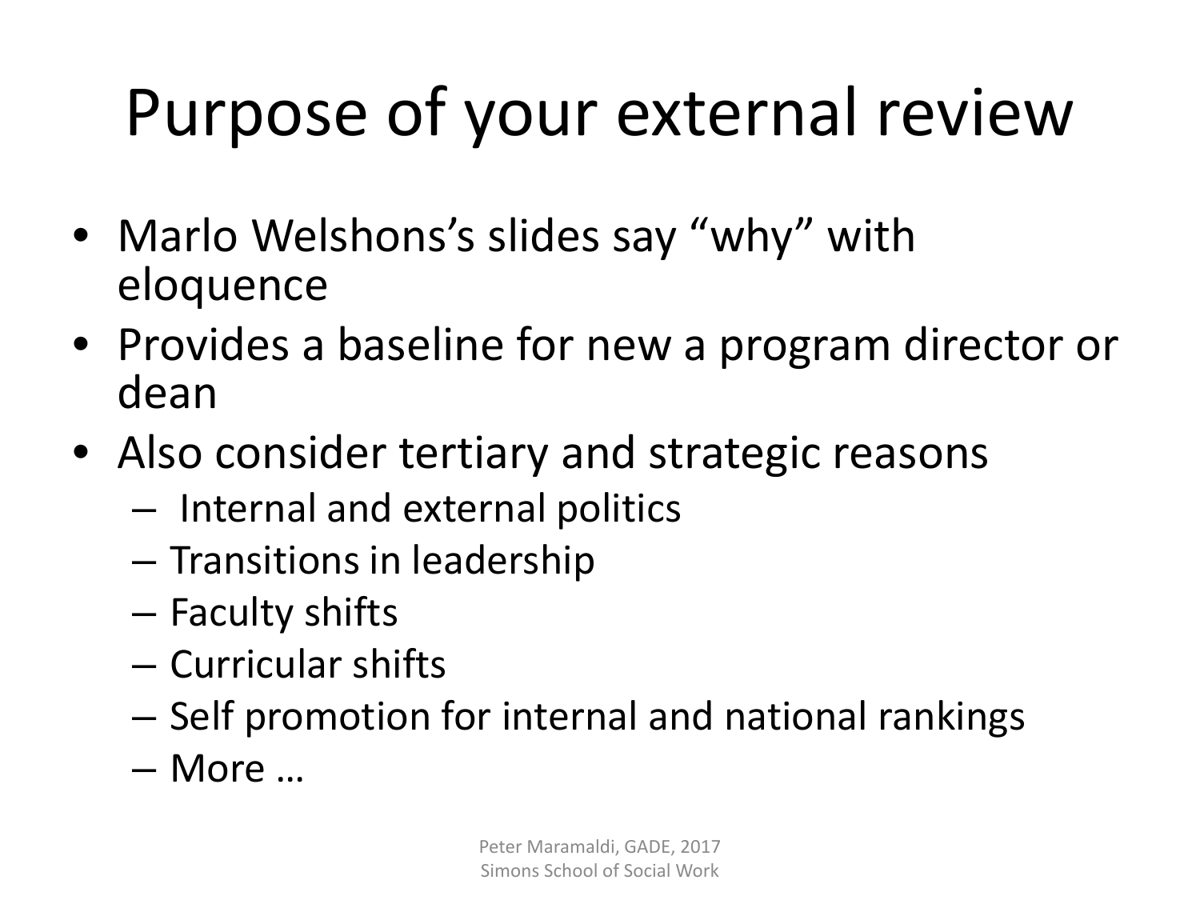# Purpose of your external review

- Marlo Welshons's slides say "why" with eloquence
- Provides a baseline for new a program director or dean
- Also consider tertiary and strategic reasons
  - Internal and external politics
  - Transitions in leadership
  - Faculty shifts
  - Curricular shifts
  - Self promotion for internal and national rankings
  - More …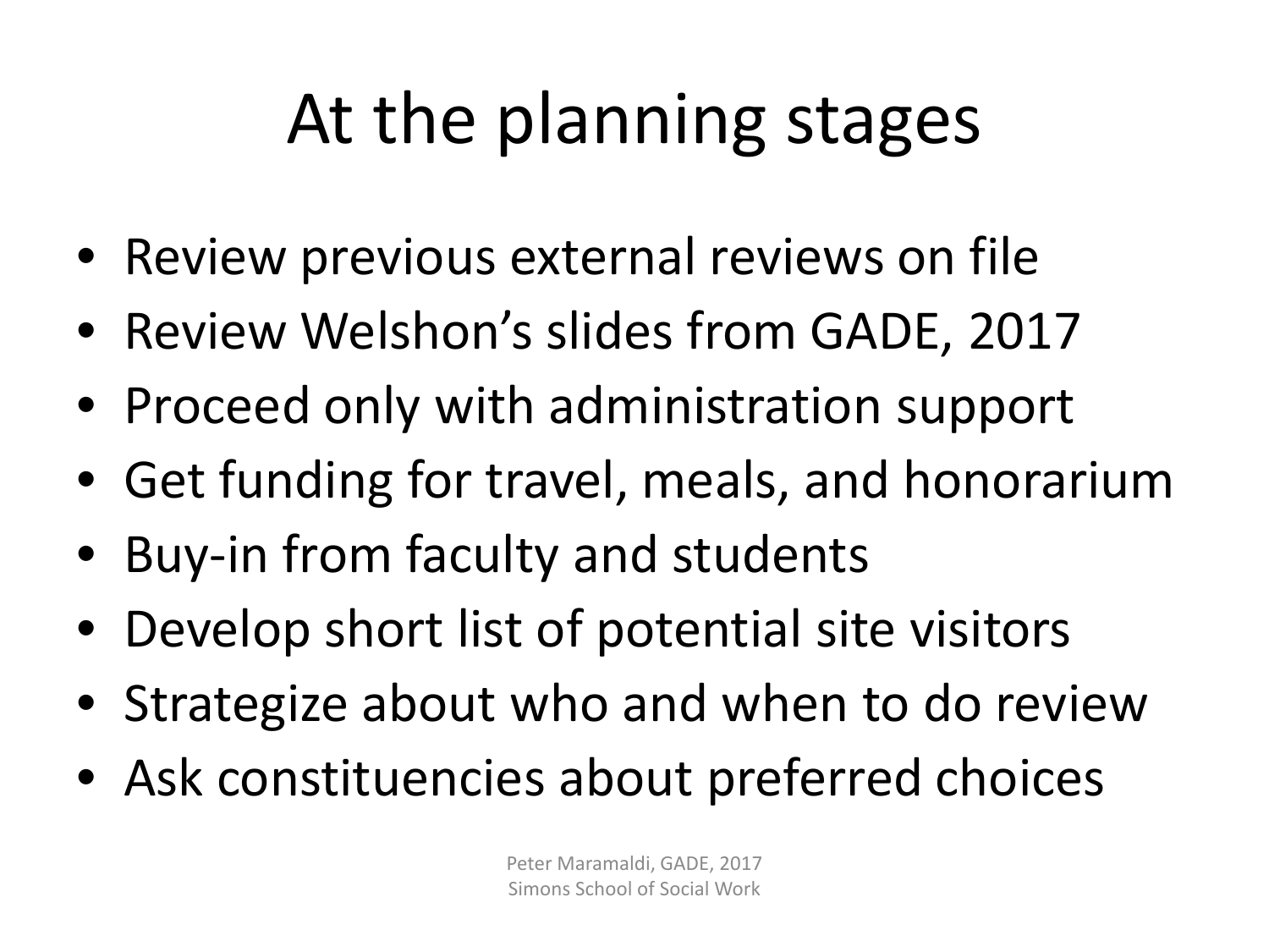# At the planning stages

- Review previous external reviews on file
- Review Welshon's slides from GADE, 2017
- Proceed only with administration support
- Get funding for travel, meals, and honorarium
- Buy-in from faculty and students
- Develop short list of potential site visitors
- Strategize about who and when to do review
- Ask constituencies about preferred choices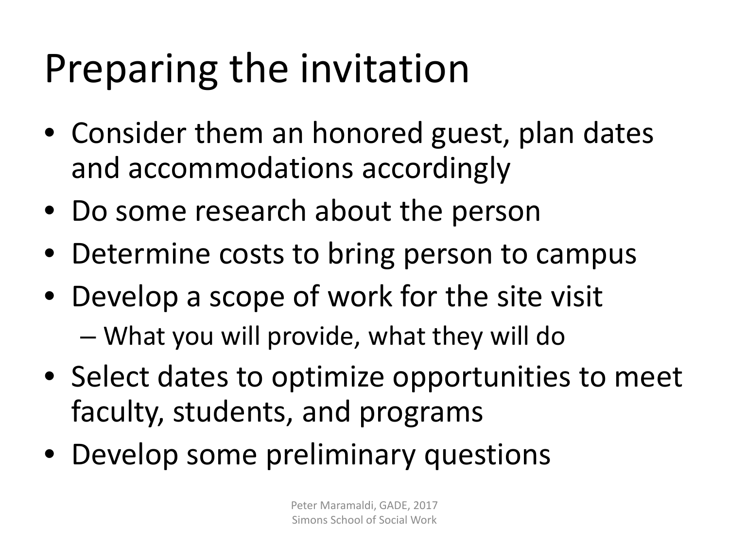# Preparing the invitation

- Consider them an honored guest, plan dates and accommodations accordingly
- Do some research about the person
- Determine costs to bring person to campus
- Develop a scope of work for the site visit
  - What you will provide, what they will do
- Select dates to optimize opportunities to meet faculty, students, and programs
- Develop some preliminary questions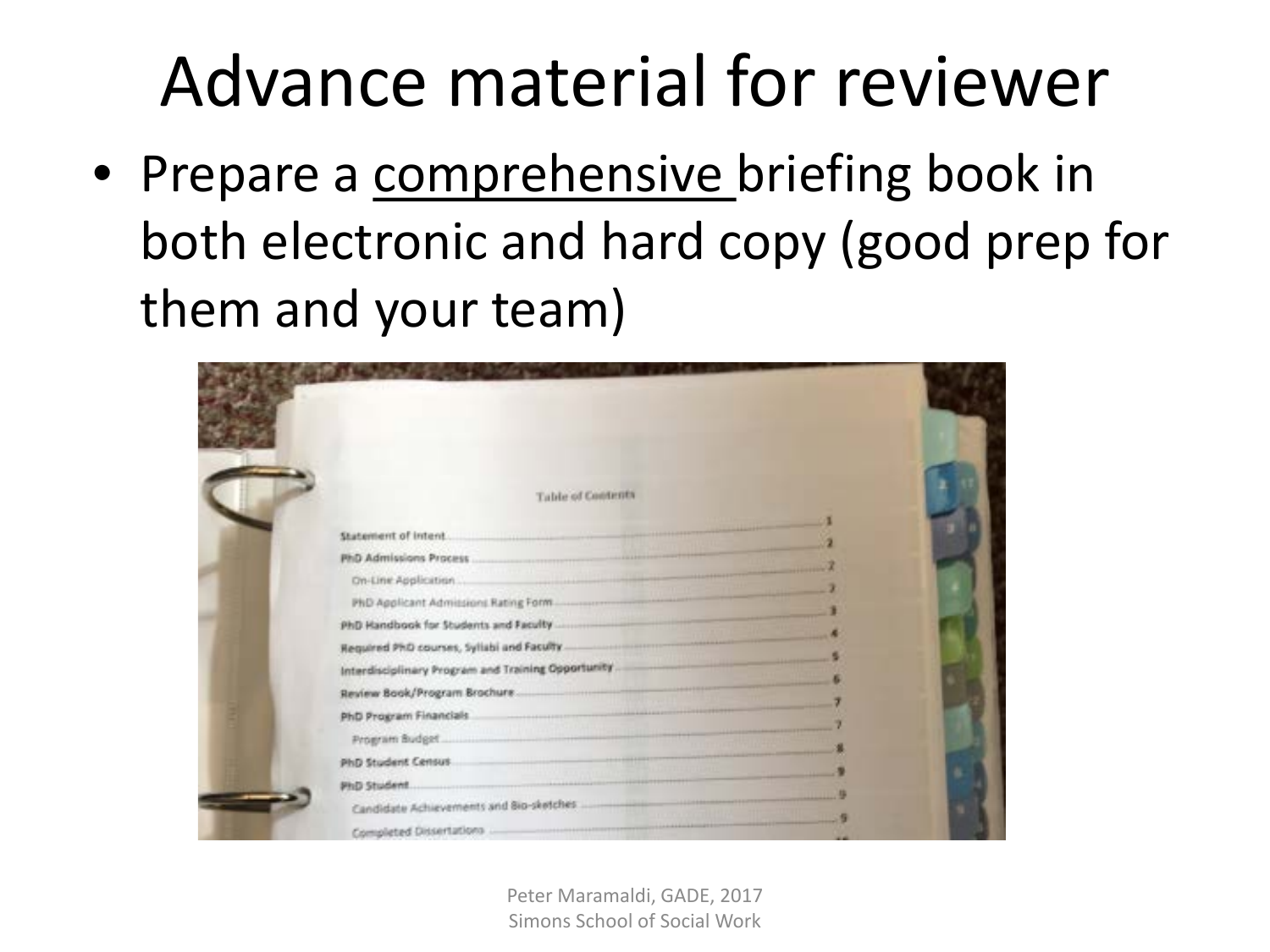# Advance material for reviewer

- Prepare a <u>comprehensive</u> briefing book in both electronic and hard copy (good prep for them and your team)

Table of Contents

| | |
|---|---|
| Statement of Intent | 1 |
| PhD Admissions Process | 2 |
| On-Line Application | 2 |
| PhD Applicant Admissions Rating Form | 3 |
| PhD Handbook for Students and Faculty | 3 |
| Required PhD courses, Syllabi and Faculty | 4 |
| Interdisciplinary Program and Training Opportunity | 5 |
| Review Book/Program Brochure | 6 |
| PhD Program Financials | 7 |
| Program Budget | 7 |
| PhD Student Census | 8 |
| PhD Student | 9 |
| Candidate Achievements and Bio-sketches | 9 |
| Completed Dissertations | 9 |

Peter Maramaldi, GADE, 2017
Simons School of Social Work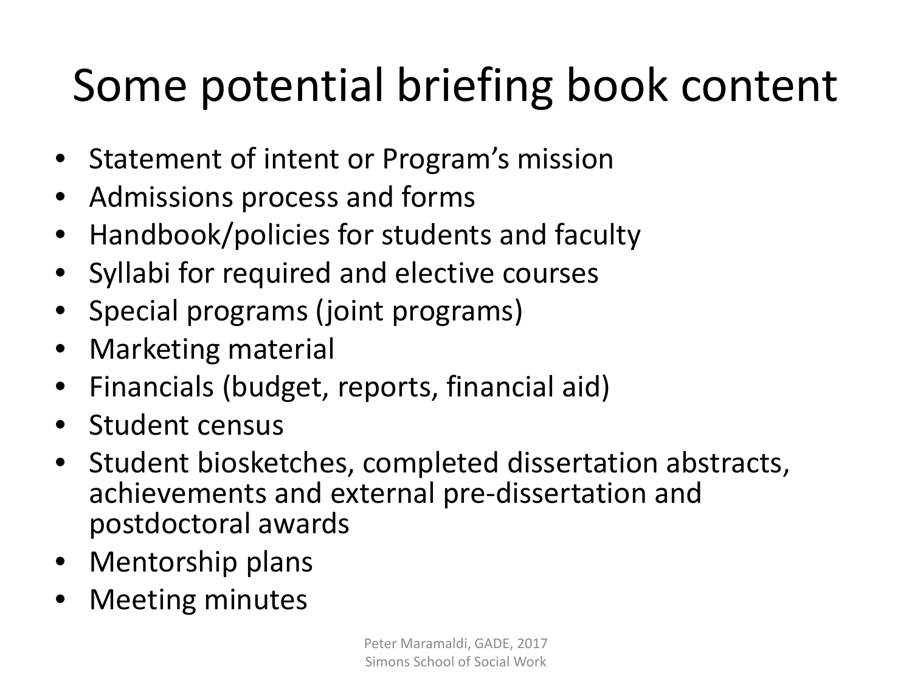# Some potential briefing book content

- Statement of intent or Program's mission
- Admissions process and forms
- Handbook/policies for students and faculty
- Syllabi for required and elective courses
- Special programs (joint programs)
- Marketing material
- Financials (budget, reports, financial aid)
- Student census
- Student biosketches, completed dissertation abstracts, achievements and external pre-dissertation and postdoctoral awards
- Mentorship plans
- Meeting minutes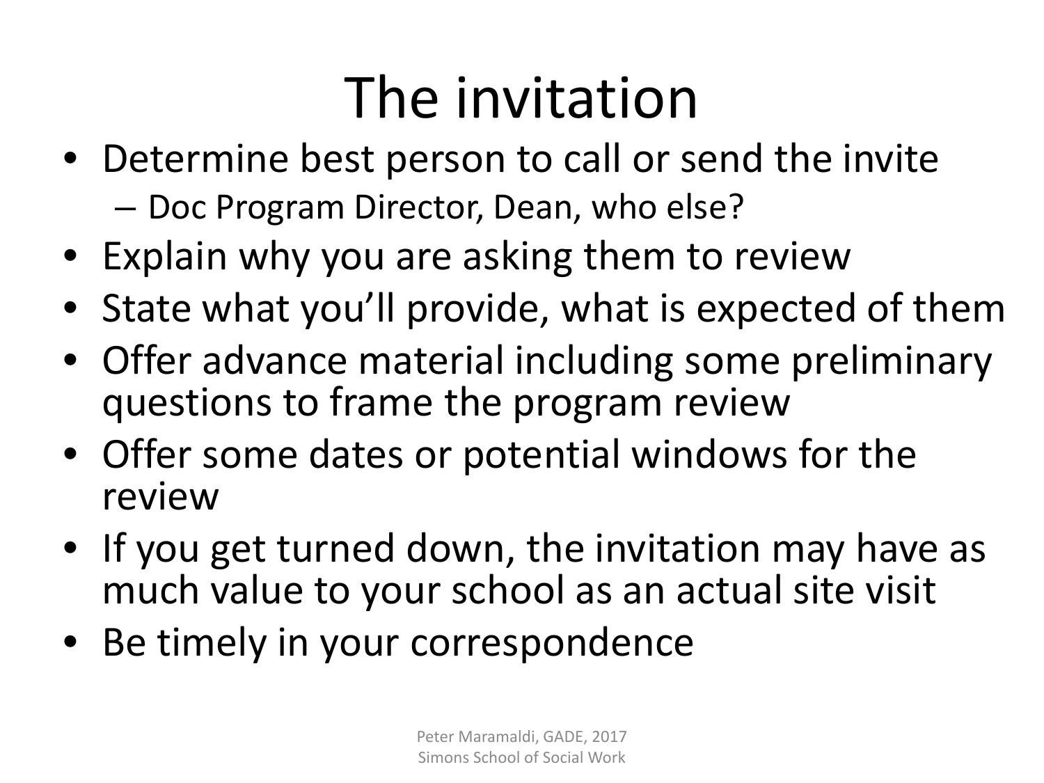# The invitation

- Determine best person to call or send the invite
  - Doc Program Director, Dean, who else?
- Explain why you are asking them to review
- State what you'll provide, what is expected of them
- Offer advance material including some preliminary questions to frame the program review
- Offer some dates or potential windows for the review
- If you get turned down, the invitation may have as much value to your school as an actual site visit
- Be timely in your correspondence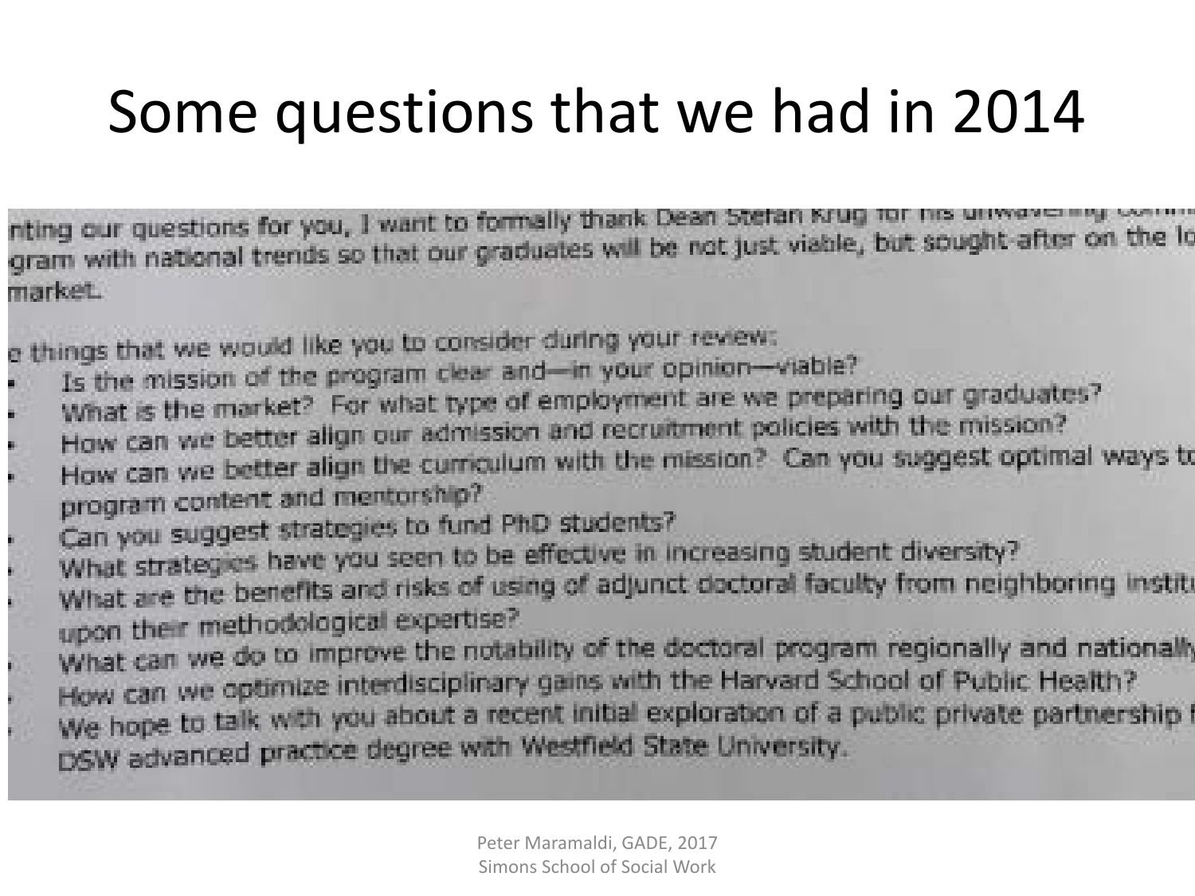# Some questions that we had in 2014

nting our questions for you, I want to formally thank Dean Stefan Krug for his unwavering comm
gram with national trends so that our graduates will be not just viable, but sought-after on the lo
market.

o things that we would like you to consider during your review:

- Is the mission of the program clear and—in your opinion—viable?
- What is the market? For what type of employment are we preparing our graduates?
- How can we better align our admission and recruitment policies with the mission?
- How can we better align the curriculum with the mission? Can you suggest optimal ways to program content and mentorship?
- Can you suggest strategies to fund PhD students?
- What strategies have you seen to be effective in increasing student diversity?
- What are the benefits and risks of using of adjunct doctoral faculty from neighboring institu upon their methodological expertise?
- What can we do to improve the notability of the doctoral program regionally and nationally
- How can we optimize interdisciplinary gains with the Harvard School of Public Health?
- We hope to talk with you about a recent initial exploration of a public private partnership f DSW advanced practice degree with Westfield State University.

Peter Maramaldi, GADE, 2017
Simons School of Social Work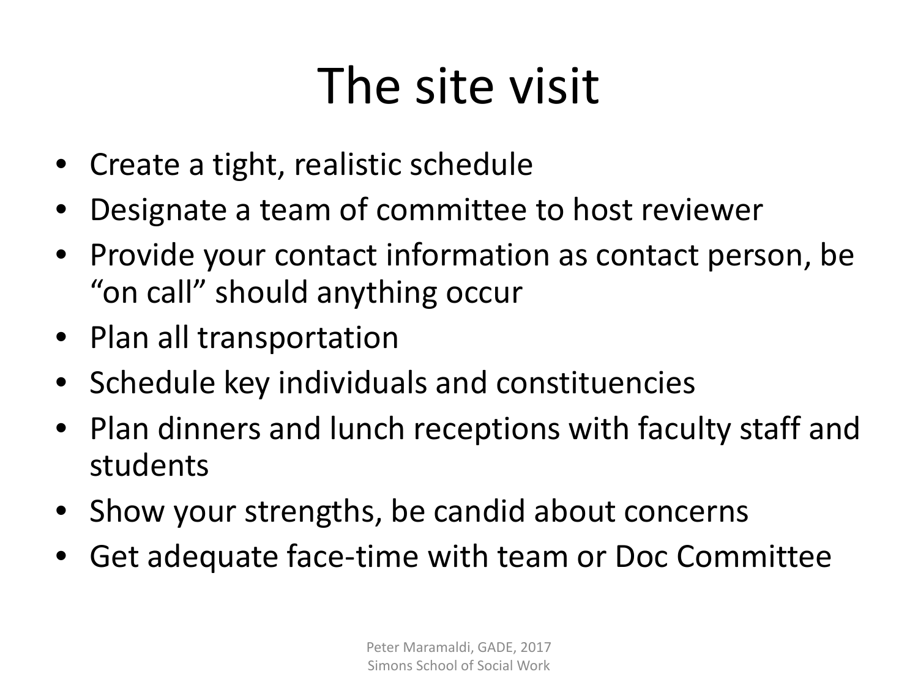# The site visit

- Create a tight, realistic schedule
- Designate a team of committee to host reviewer
- Provide your contact information as contact person, be "on call" should anything occur
- Plan all transportation
- Schedule key individuals and constituencies
- Plan dinners and lunch receptions with faculty staff and students
- Show your strengths, be candid about concerns
- Get adequate face-time with team or Doc Committee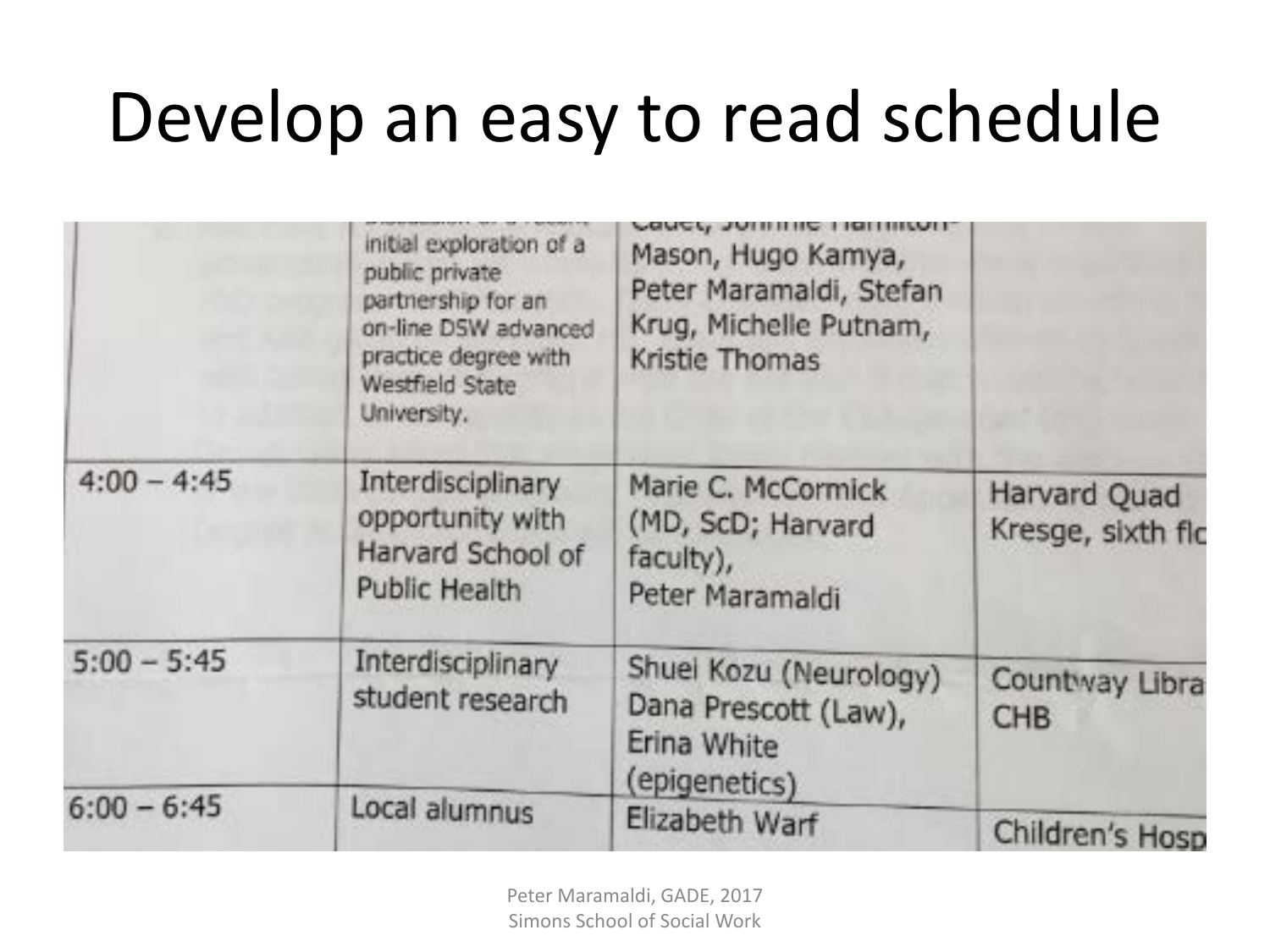# Develop an easy to read schedule

| | | | |
|---|---|---|---|
| | ...initial exploration of a public private partnership for an on-line DSW advanced practice degree with Westfield State University. | ...Cadet, Johnnie Hamilton-Mason, Hugo Kamya, Peter Maramaldi, Stefan Krug, Michelle Putnam, Kristie Thomas | |
| 4:00 – 4:45 | Interdisciplinary opportunity with Harvard School of Public Health | Marie C. McCormick (MD, ScD; Harvard faculty), Peter Maramaldi | Harvard Quad Kresge, sixth flo |
| 5:00 – 5:45 | Interdisciplinary student research | Shuei Kozu (Neurology) Dana Prescott (Law), Erina White (epigenetics) | Countway Libra CHB |
| 6:00 – 6:45 | Local alumnus | Elizabeth Warf | Children's Hosp |

Peter Maramaldi, GADE, 2017
Simons School of Social Work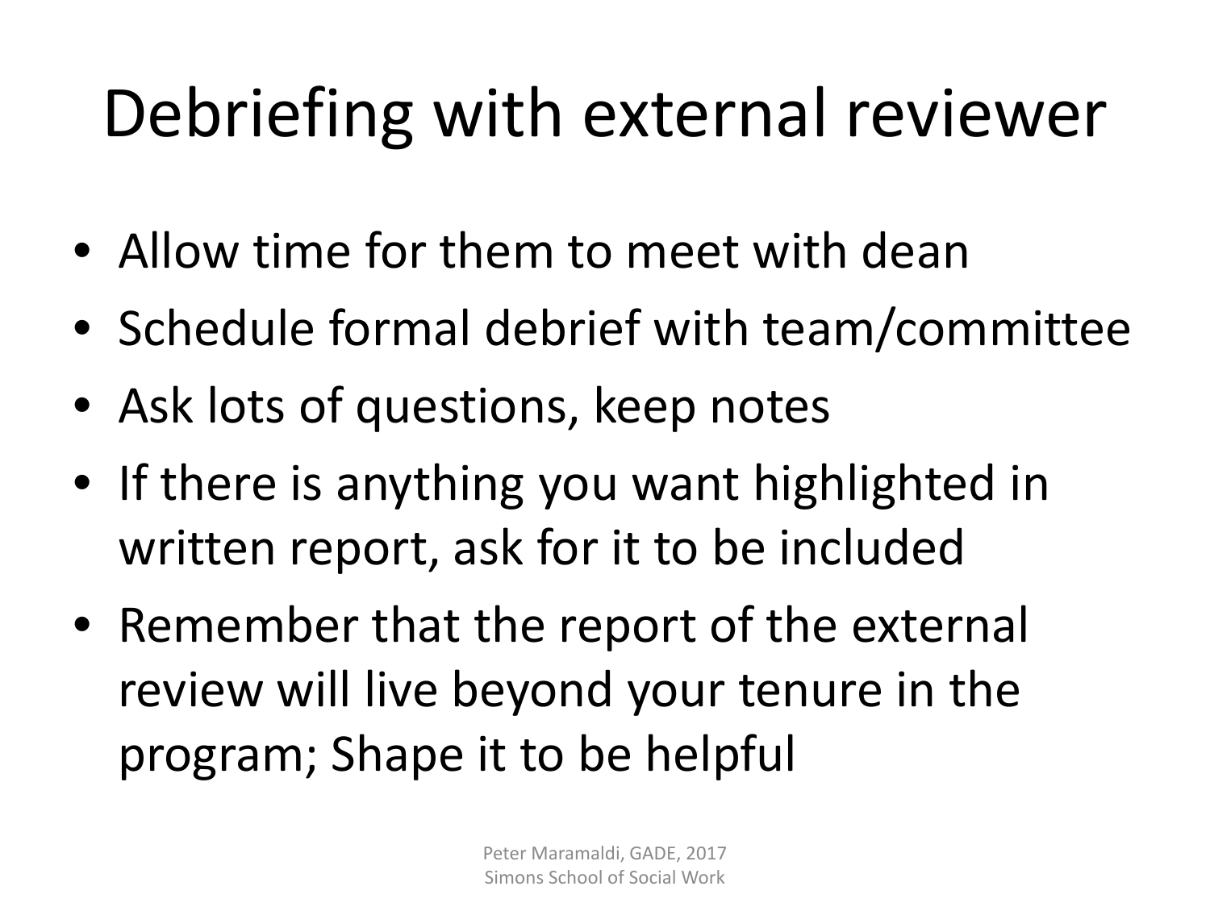# Debriefing with external reviewer

- Allow time for them to meet with dean
- Schedule formal debrief with team/committee
- Ask lots of questions, keep notes
- If there is anything you want highlighted in written report, ask for it to be included
- Remember that the report of the external review will live beyond your tenure in the program; Shape it to be helpful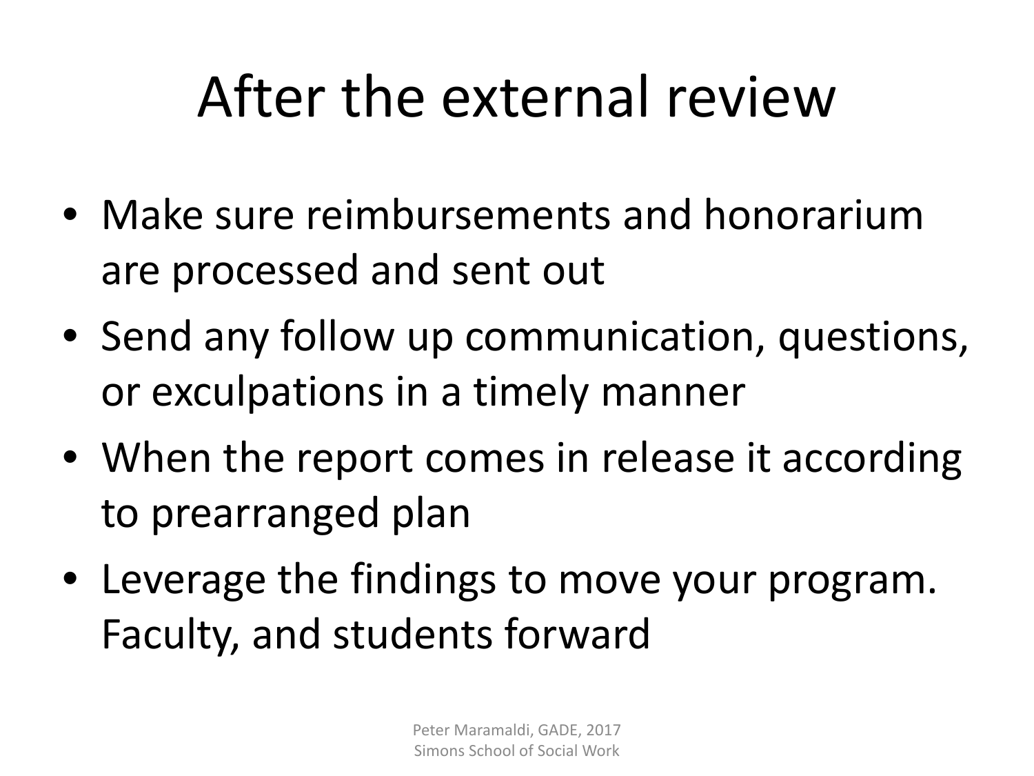# After the external review

- Make sure reimbursements and honorarium are processed and sent out
- Send any follow up communication, questions, or exculpations in a timely manner
- When the report comes in release it according to prearranged plan
- Leverage the findings to move your program. Faculty, and students forward

Peter Maramaldi, GADE, 2017
Simons School of Social Work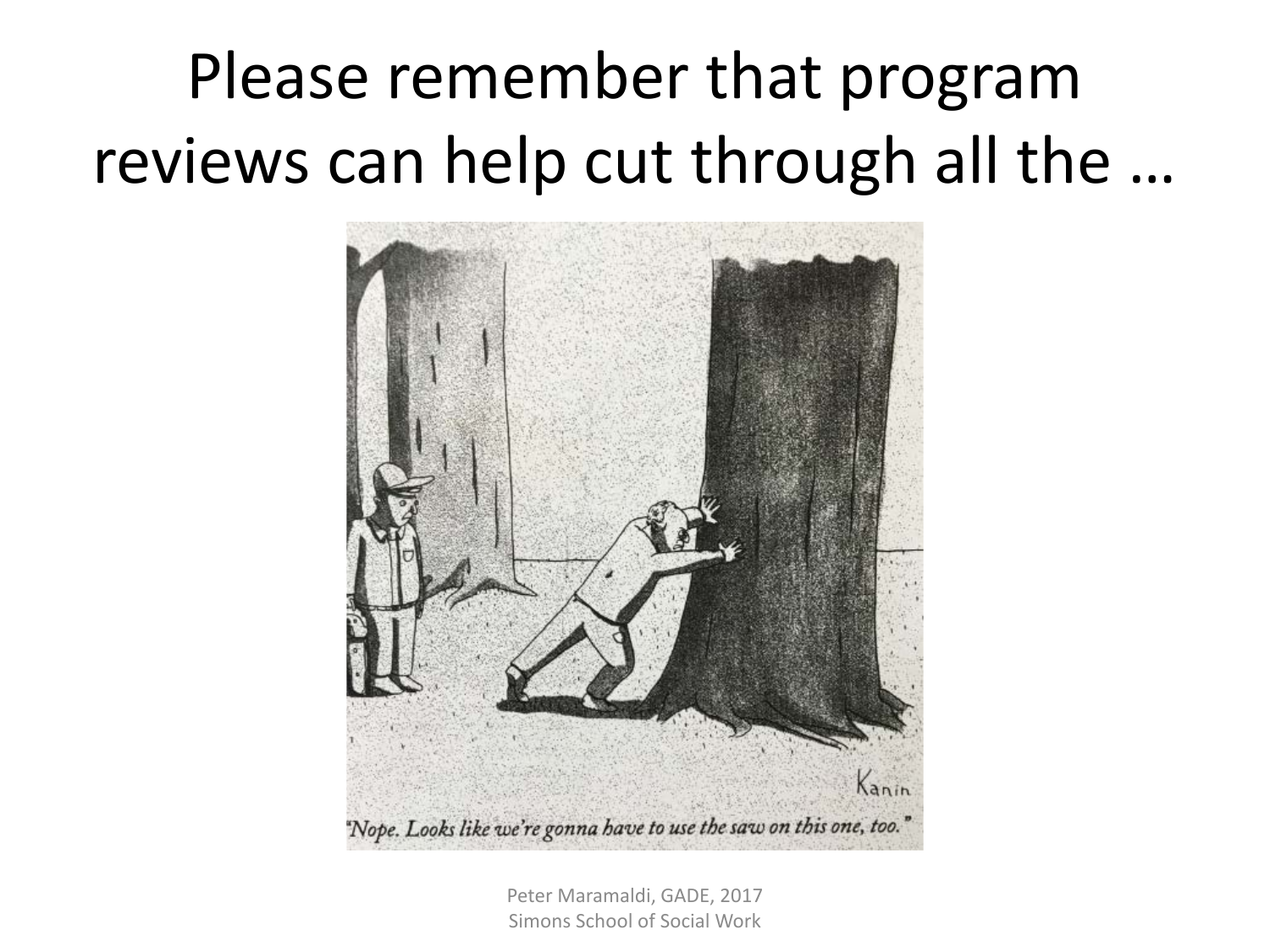# Please remember that program reviews can help cut through all the …

"Nope. Looks like we're gonna have to use the saw on this one, too."

Peter Maramaldi, GADE, 2017
Simons School of Social Work